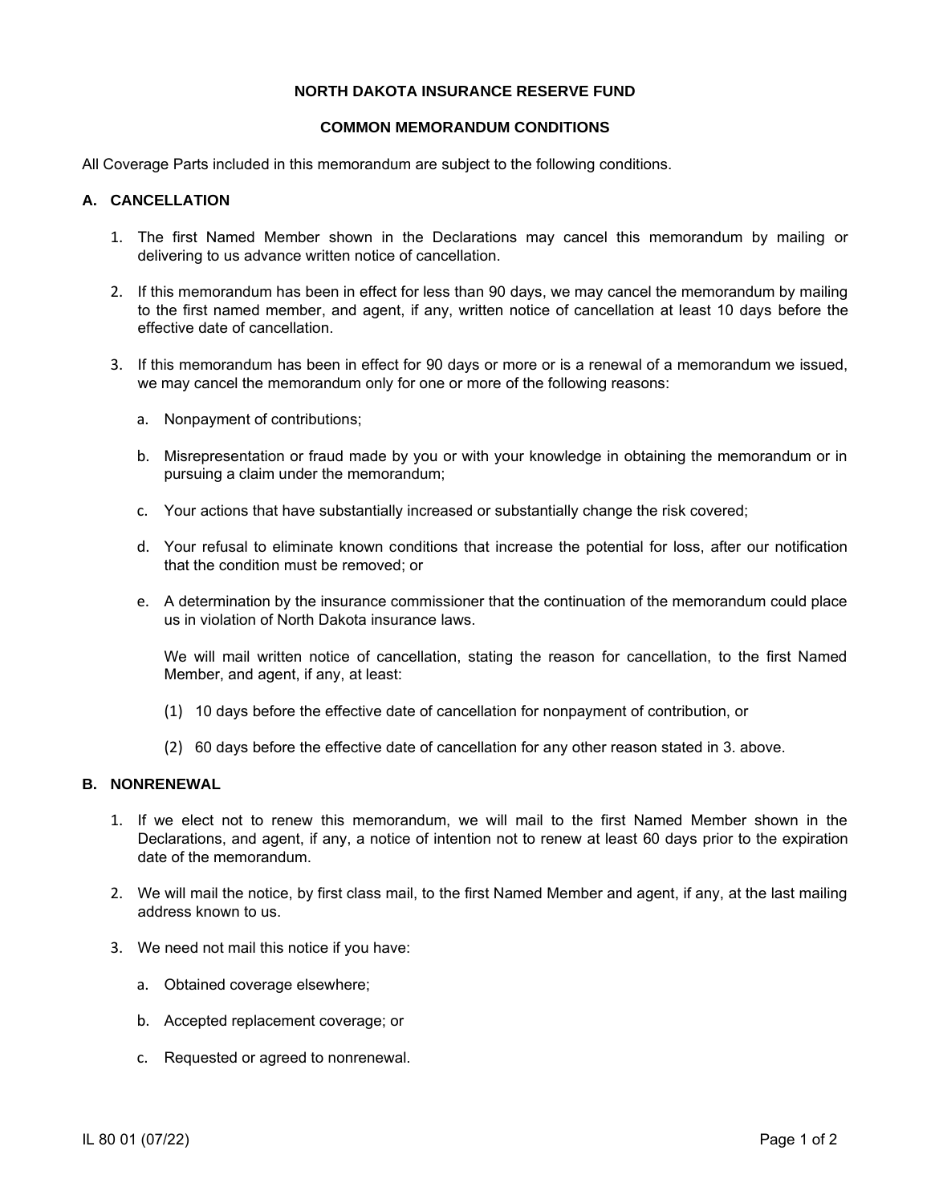# NORTH DAKOTA INSURANCE RESERVE FUND

## COMMON MEMORANDUM CONDITIONS

All Coverage Parts included in this memorandum are subject to the following conditions.

### A. CANCELLATION

1. The first Named Member shown in the Declarations may cancel this memorandum by mailing or delivering to us advance written notice of cancellation.

2. If this memorandum has been in effect for less than 90 days, we may cancel the memorandum by mailing to the first named member, and agent, if any, written notice of cancellation at least 10 days before the effective date of cancellation.

3. If this memorandum has been in effect for 90 days or more or is a renewal of a memorandum we issued, we may cancel the memorandum only for one or more of the following reasons:

   a. Nonpayment of contributions;

   b. Misrepresentation or fraud made by you or with your knowledge in obtaining the memorandum or in pursuing a claim under the memorandum;

   c. Your actions that have substantially increased or substantially change the risk covered;

   d. Your refusal to eliminate known conditions that increase the potential for loss, after our notification that the condition must be removed; or

   e. A determination by the insurance commissioner that the continuation of the memorandum could place us in violation of North Dakota insurance laws.

   We will mail written notice of cancellation, stating the reason for cancellation, to the first Named Member, and agent, if any, at least:

   (1) 10 days before the effective date of cancellation for nonpayment of contribution, or

   (2) 60 days before the effective date of cancellation for any other reason stated in 3. above.

### B. NONRENEWAL

1. If we elect not to renew this memorandum, we will mail to the first Named Member shown in the Declarations, and agent, if any, a notice of intention not to renew at least 60 days prior to the expiration date of the memorandum.

2. We will mail the notice, by first class mail, to the first Named Member and agent, if any, at the last mailing address known to us.

3. We need not mail this notice if you have:

   a. Obtained coverage elsewhere;

   b. Accepted replacement coverage; or

   c. Requested or agreed to nonrenewal.

IL 80 01 (07/22)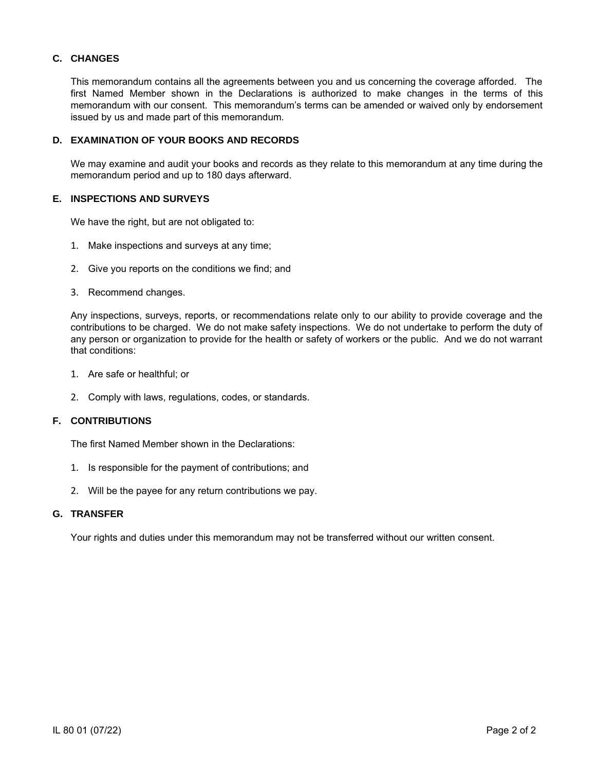## C. CHANGES

This memorandum contains all the agreements between you and us concerning the coverage afforded. The first Named Member shown in the Declarations is authorized to make changes in the terms of this memorandum with our consent. This memorandum's terms can be amended or waived only by endorsement issued by us and made part of this memorandum.

## D. EXAMINATION OF YOUR BOOKS AND RECORDS

We may examine and audit your books and records as they relate to this memorandum at any time during the memorandum period and up to 180 days afterward.

## E. INSPECTIONS AND SURVEYS

We have the right, but are not obligated to:

1. Make inspections and surveys at any time;
2. Give you reports on the conditions we find; and
3. Recommend changes.

Any inspections, surveys, reports, or recommendations relate only to our ability to provide coverage and the contributions to be charged. We do not make safety inspections. We do not undertake to perform the duty of any person or organization to provide for the health or safety of workers or the public. And we do not warrant that conditions:

1. Are safe or healthful; or
2. Comply with laws, regulations, codes, or standards.

## F. CONTRIBUTIONS

The first Named Member shown in the Declarations:

1. Is responsible for the payment of contributions; and
2. Will be the payee for any return contributions we pay.

## G. TRANSFER

Your rights and duties under this memorandum may not be transferred without our written consent.

IL 80 01 (07/22)